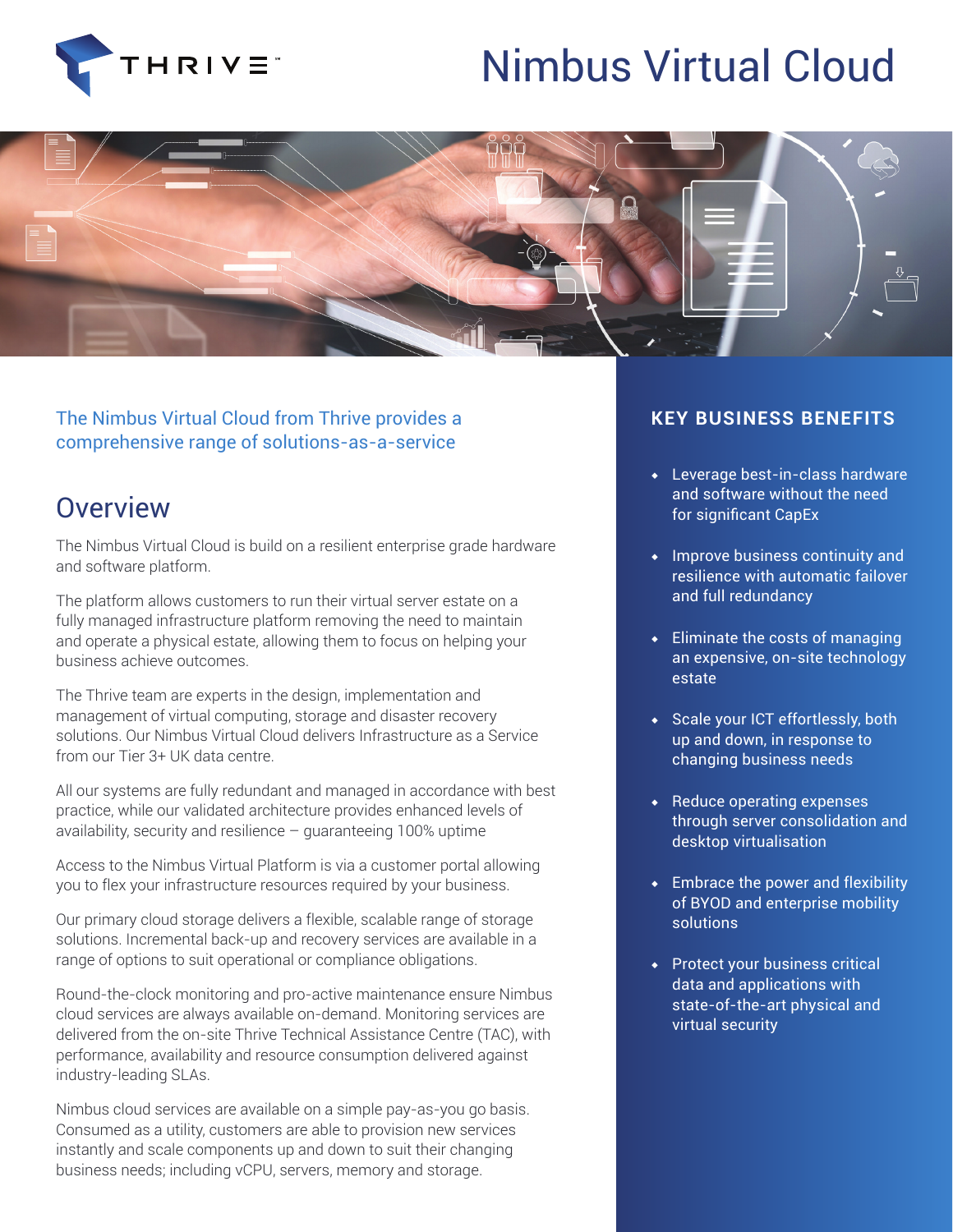# Nimbus Virtual Cloud

The Nimbus Virtual Cloud from Thrive provides a comprehensive range of solutions-as-a-service

## Overview

The Nimbus Virtual Cloud is build on a resilient enterprise grade hardware and software platform.

The platform allows customers to run their virtual server estate on a fully managed infrastructure platform removing the need to maintain and operate a physical estate, allowing them to focus on helping your business achieve outcomes.

The Thrive team are experts in the design, implementation and management of virtual computing, storage and disaster recovery solutions. Our Nimbus Virtual Cloud delivers Infrastructure as a Service from our Tier 3+ UK data centre.

All our systems are fully redundant and managed in accordance with best practice, while our validated architecture provides enhanced levels of availability, security and resilience – guaranteeing 100% uptime

Access to the Nimbus Virtual Platform is via a customer portal allowing you to flex your infrastructure resources required by your business.

Our primary cloud storage delivers a flexible, scalable range of storage solutions. Incremental back-up and recovery services are available in a range of options to suit operational or compliance obligations.

Round-the-clock monitoring and pro-active maintenance ensure Nimbus cloud services are always available on-demand. Monitoring services are delivered from the on-site Thrive Technical Assistance Centre (TAC), with performance, availability and resource consumption delivered against industry-leading SLAs.

Nimbus cloud services are available on a simple pay-as-you go basis. Consumed as a utility, customers are able to provision new services instantly and scale components up and down to suit their changing business needs; including vCPU, servers, memory and storage.

## KEY BUSINESS BENEFITS

- Leverage best-in-class hardware and software without the need for significant CapEx
- Improve business continuity and resilience with automatic failover and full redundancy
- Eliminate the costs of managing an expensive, on-site technology estate
- Scale your ICT effortlessly, both up and down, in response to changing business needs
- Reduce operating expenses through server consolidation and desktop virtualisation
- Embrace the power and flexibility of BYOD and enterprise mobility solutions
- Protect your business critical data and applications with state-of-the-art physical and virtual security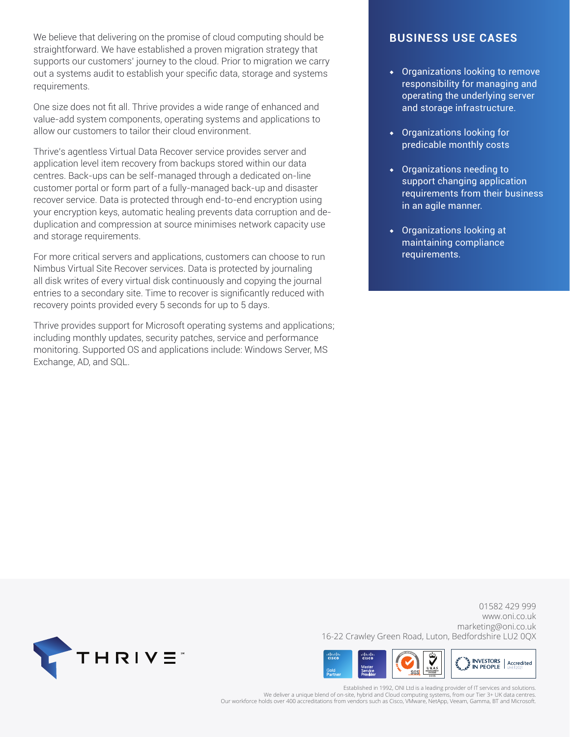We believe that delivering on the promise of cloud computing should be straightforward. We have established a proven migration strategy that supports our customers' journey to the cloud. Prior to migration we carry out a systems audit to establish your specific data, storage and systems requirements.

One size does not fit all. Thrive provides a wide range of enhanced and value-add system components, operating systems and applications to allow our customers to tailor their cloud environment.

Thrive's agentless Virtual Data Recover service provides server and application level item recovery from backups stored within our data centres. Back-ups can be self-managed through a dedicated on-line customer portal or form part of a fully-managed back-up and disaster recover service. Data is protected through end-to-end encryption using your encryption keys, automatic healing prevents data corruption and de-duplication and compression at source minimises network capacity use and storage requirements.

For more critical servers and applications, customers can choose to run Nimbus Virtual Site Recover services. Data is protected by journaling all disk writes of every virtual disk continuously and copying the journal entries to a secondary site. Time to recover is significantly reduced with recovery points provided every 5 seconds for up to 5 days.

Thrive provides support for Microsoft operating systems and applications; including monthly updates, security patches, service and performance monitoring. Supported OS and applications include: Windows Server, MS Exchange, AD, and SQL.

## BUSINESS USE CASES

- Organizations looking to remove responsibility for managing and operating the underlying server and storage infrastructure.
- Organizations looking for predicable monthly costs
- Organizations needing to support changing application requirements from their business in an agile manner.
- Organizations looking at maintaining compliance requirements.

THRIVE

01582 429 999
www.oni.co.uk
marketing@oni.co.uk
16-22 Crawley Green Road, Luton, Bedfordshire LU2 0QX

Established in 1992, ONI Ltd is a leading provider of IT services and solutions.
We deliver a unique blend of on-site, hybrid and Cloud computing systems, from our Tier 3+ UK data centres.
Our workforce holds over 400 accreditations from vendors such as Cisco, VMware, NetApp, Veeam, Gamma, BT and Microsoft.